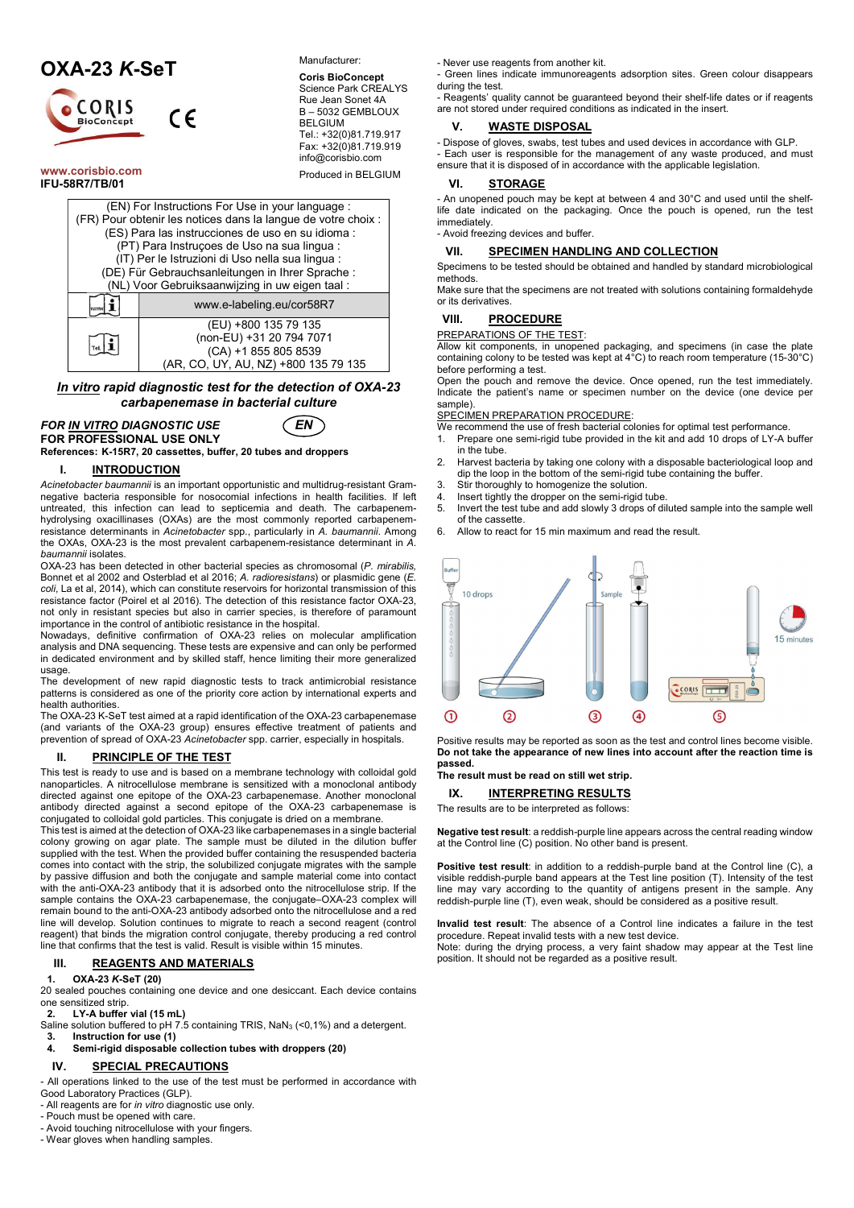# OXA-23 *K*-SeT

CORIS BioConcept

www.corisbio.com
IFU-58R7/TB/01

Manufacturer:
**Coris BioConcept**
Science Park CREALYS
Rue Jean Sonet 4A
B – 5032 GEMBLOUX
BELGIUM
Tel.: +32(0)81.719.917
Fax: +32(0)81.719.919
info@corisbio.com

Produced in BELGIUM

| (EN) For Instructions For Use in your language : (FR) Pour obtenir les notices dans la langue de votre choix : (ES) Para las instrucciones de uso en su idioma : (PT) Para Instruçoes de Uso na sua lingua : (IT) Per le Istruzioni di Uso nella sua lingua : (DE) Für Gebrauchsanleitungen in Ihrer Sprache : (NL) Voor Gebruiksaanwijzing in uw eigen taal : | |
|---|---|
| www i | www.e-labeling.eu/cor58R7 |
| Tel. i | (EU) +800 135 79 135 (non-EU) +31 20 794 7071 (CA) +1 855 805 8539 (AR, CO, UY, AU, NZ) +800 135 79 135 |

***In vitro* rapid diagnostic test for the detection of OXA-23 carbapenemase in bacterial culture**

***FOR IN VITRO DIAGNOSTIC USE*** ***EN***
**FOR PROFESSIONAL USE ONLY**
**References: K-15R7, 20 cassettes, buffer, 20 tubes and droppers**

## I. INTRODUCTION

*Acinetobacter baumannii* is an important opportunistic and multidrug-resistant Gram-negative bacteria responsible for nosocomial infections in health facilities. If left untreated, this infection can lead to septicemia and death. The carbapenem-hydrolysing oxacillinases (OXAs) are the most commonly reported carbapenem-resistance determinants in *Acinetobacter* spp., particularly in *A. baumannii*. Among the OXAs, OXA-23 is the most prevalent carbapenem-resistance determinant in *A. baumannii* isolates.

OXA-23 has been detected in other bacterial species as chromosomal (*P. mirabilis*, Bonnet et al 2002 and Osterblad et al 2016; *A. radioresistans*) or plasmidic gene (*E. coli*, La et al, 2014), which can constitute reservoirs for horizontal transmission of this resistance factor (Poirel et al 2016). The detection of this resistance factor OXA-23, not only in resistant species but also in carrier species, is therefore of paramount importance in the control of antibiotic resistance in the hospital.

Nowadays, definitive confirmation of OXA-23 relies on molecular amplification analysis and DNA sequencing. These tests are expensive and can only be performed in dedicated environment and by skilled staff, hence limiting their more generalized usage.

The development of new rapid diagnostic tests to track antimicrobial resistance patterns is considered as one of the priority core action by international experts and health authorities.

The OXA-23 K-SeT test aimed at a rapid identification of the OXA-23 carbapenemase (and variants of the OXA-23 group) ensures effective treatment of patients and prevention of spread of OXA-23 *Acinetobacter* spp. carrier, especially in hospitals.

## II. PRINCIPLE OF THE TEST

This test is ready to use and is based on a membrane technology with colloidal gold nanoparticles. A nitrocellulose membrane is sensitized with a monoclonal antibody directed against one epitope of the OXA-23 carbapenemase. Another monoclonal antibody directed against a second epitope of the OXA-23 carbapenemase is conjugated to colloidal gold particles. This conjugate is dried on a membrane.

This test is aimed at the detection of OXA-23 like carbapenemases in a single bacterial colony growing on agar plate. The sample must be diluted in the dilution buffer supplied with the test. When the provided buffer containing the resuspended bacteria comes into contact with the strip, the solubilized conjugate migrates with the sample by passive diffusion and both the conjugate and sample material come into contact with the anti-OXA-23 antibody that it is adsorbed onto the nitrocellulose strip. If the sample contains the OXA-23 carbapenemase, the conjugate–OXA-23 complex will remain bound to the anti-OXA-23 antibody adsorbed onto the nitrocellulose and a red line will develop. Solution continues to migrate to reach a second reagent (control reagent) that binds the migration control conjugate, thereby producing a red control line that confirms that the test is valid. Result is visible within 15 minutes.

## III. REAGENTS AND MATERIALS

1. **OXA-23 *K*-SeT (20)**

20 sealed pouches containing one device and one desiccant. Each device contains one sensitized strip.

2. **LY-A buffer vial (15 mL)**

Saline solution buffered to pH 7.5 containing TRIS, $NaN_3$ (<0,1%) and a detergent.

3. **Instruction for use (1)**
4. **Semi-rigid disposable collection tubes with droppers (20)**

## IV. SPECIAL PRECAUTIONS

- All operations linked to the use of the test must be performed in accordance with Good Laboratory Practices (GLP).
- All reagents are for *in vitro* diagnostic use only.
- Pouch must be opened with care.
- Avoid touching nitrocellulose with your fingers.
- Wear gloves when handling samples.
- Never use reagents from another kit.
- Green lines indicate immunoreagents adsorption sites. Green colour disappears during the test.
- Reagents' quality cannot be guaranteed beyond their shelf-life dates or if reagents are not stored under required conditions as indicated in the insert.

## V. WASTE DISPOSAL

- Dispose of gloves, swabs, test tubes and used devices in accordance with GLP.
- Each user is responsible for the management of any waste produced, and must ensure that it is disposed of in accordance with the applicable legislation.

## VI. STORAGE

- An unopened pouch may be kept at between 4 and 30°C and used until the shelf-life date indicated on the packaging. Once the pouch is opened, run the test immediately.
- Avoid freezing devices and buffer.

## VII. SPECIMEN HANDLING AND COLLECTION

Specimens to be tested should be obtained and handled by standard microbiological methods.

Make sure that the specimens are not treated with solutions containing formaldehyde or its derivatives.

## VIII. PROCEDURE

PREPARATIONS OF THE TEST:

Allow kit components, in unopened packaging, and specimens (in case the plate containing colony to be tested was kept at 4°C) to reach room temperature (15-30°C) before performing a test.

Open the pouch and remove the device. Once opened, run the test immediately. Indicate the patient's name or specimen number on the device (one device per sample).

SPECIMEN PREPARATION PROCEDURE:

We recommend the use of fresh bacterial colonies for optimal test performance.

1. Prepare one semi-rigid tube provided in the kit and add 10 drops of LY-A buffer in the tube.
2. Harvest bacteria by taking one colony with a disposable bacteriological loop and dip the loop in the bottom of the semi-rigid tube containing the buffer.
3. Stir thoroughly to homogenize the solution.
4. Insert tightly the dropper on the semi-rigid tube.
5. Invert the test tube and add slowly 3 drops of diluted sample into the sample well of the cassette.
6. Allow to react for 15 min maximum and read the result.

Buffer — 10 drops — Sample — 15 minutes
① ② ③ ④ ⑤

Positive results may be reported as soon as the test and control lines become visible.
**Do not take the appearance of new lines into account after the reaction time is passed.**
**The result must be read on still wet strip.**

## IX. INTERPRETING RESULTS

The results are to be interpreted as follows:

**Negative test result**: a reddish-purple line appears across the central reading window at the Control line (C) position. No other band is present.

**Positive test result**: in addition to a reddish-purple band at the Control line (C), a visible reddish-purple band appears at the Test line position (T). Intensity of the test line may vary according to the quantity of antigens present in the sample. Any reddish-purple line (T), even weak, should be considered as a positive result.

**Invalid test result**: The absence of a Control line indicates a failure in the test procedure. Repeat invalid tests with a new test device.
Note: during the drying process, a very faint shadow may appear at the Test line position. It should not be regarded as a positive result.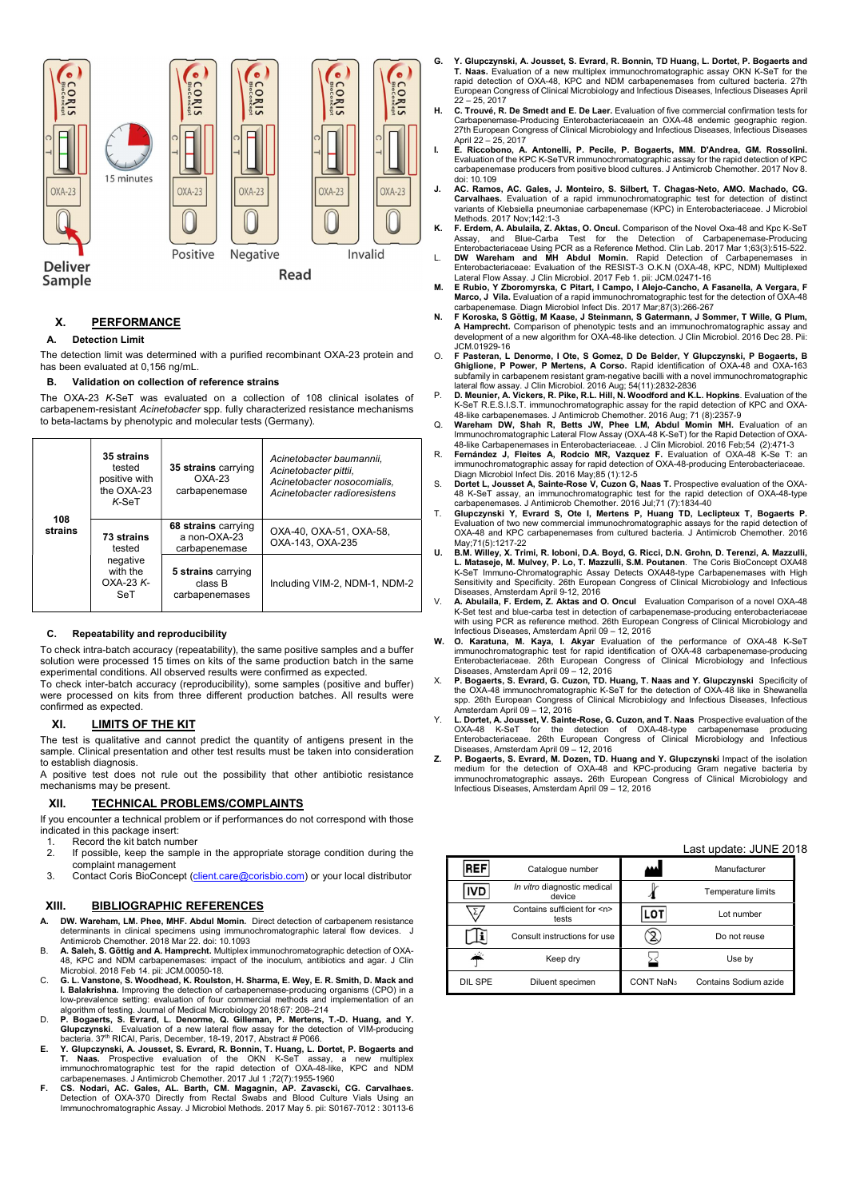Deliver Sample

15 minutes

Positive Negative Invalid

Read

## X. PERFORMANCE

### A. Detection Limit

The detection limit was determined with a purified recombinant OXA-23 protein and has been evaluated at 0,156 ng/mL.

### B. Validation on collection of reference strains

The OXA-23 *K*-SeT was evaluated on a collection of 108 clinical isolates of carbapenem-resistant *Acinetobacter* spp. fully characterized resistance mechanisms to beta-lactams by phenotypic and molecular tests (Germany).

| | | | |
|---|---|---|---|
| 108 strains | 35 strains tested positive with the OXA-23 *K*-SeT | 35 strains carrying OXA-23 carbapenemase | *Acinetobacter baumannii, Acinetobacter pittii, Acinetobacter nosocomialis, Acinetobacter radioresistens* |
| | 73 strains tested negative with the OXA-23 *K*-SeT | 68 strains carrying a non-OXA-23 carbapenemase | OXA-40, OXA-51, OXA-58, OXA-143, OXA-235 |
| | | 5 strains carrying class B carbapenemases | Including VIM-2, NDM-1, NDM-2 |

### C. Repeatability and reproducibility

To check intra-batch accuracy (repeatability), the same positive samples and a buffer solution were processed 15 times on kits of the same production batch in the same experimental conditions. All observed results were confirmed as expected.
To check inter-batch accuracy (reproducibility), some samples (positive and buffer) were processed on kits from three different production batches. All results were confirmed as expected.

## XI. LIMITS OF THE KIT

The test is qualitative and cannot predict the quantity of antigens present in the sample. Clinical presentation and other test results must be taken into consideration to establish diagnosis.
A positive test does not rule out the possibility that other antibiotic resistance mechanisms may be present.

## XII. TECHNICAL PROBLEMS/COMPLAINTS

If you encounter a technical problem or if performances do not correspond with those indicated in this package insert:

1. Record the kit batch number
2. If possible, keep the sample in the appropriate storage condition during the complaint management
3. Contact Coris BioConcept (client.care@corisbio.com) or your local distributor

## XIII. BIBLIOGRAPHIC REFERENCES

**A.** **DW. Wareham, LM. Phee, MHF. Abdul Momin.** Direct detection of carbapenem resistance determinants in clinical specimens using immunochromatographic lateral flow devices. J Antimicrob Chemother. 2018 Mar 22. doi: 10.1093

B. **A. Saleh, S. Göttig and A. Hamprecht.** Multiplex immunochromatographic detection of OXA-48, KPC and NDM carbapenemases: impact of the inoculum, antibiotics and agar. J Clin Microbiol. 2018 Feb 14. pii: JCM.00050-18.

**C.** **G. L. Vanstone, S. Woodhead, K. Roulston, H. Sharma, E. Wey, E. R. Smith, D. Mack and I. Balakrishna.** Improving the detection of carbapenemase-producing organisms (CPO) in a low-prevalence setting: evaluation of four commercial methods and implementation of an algorithm of testing. Journal of Medical Microbiology 2018;67: 208–214

D. **P. Bogaerts, S. Evrard, L. Denorme, Q. Gilleman, P. Mertens, T.-D. Huang, and Y. Glupczynski.** Evaluation of a new lateral flow assay for the detection of VIM-producing bacteria. 37th RICAI, Paris, December, 18-19, 2017, Abstract # P066.

**E.** **Y. Glupczynski, A. Jousset, S. Evrard, R. Bonnin, T. Huang, L. Dortet, P. Bogaerts and T. Naas.** Prospective evaluation of the OKN K-SeT assay, a new multiplex immunochromatographic test for the rapid detection of OXA-48-like, KPC and NDM carbapenemases. J Antimicrob Chemother. 2017 Jul 1 ;72(7):1955-1960

**F.** **CS. Nodari, AC. Gales, AL. Barth, CM. Magagnin, AP. Zavascki, CG. Carvalhaes.** Detection of OXA-370 Directly from Rectal Swabs and Blood Culture Vials Using an Immunochromatographic Assay. J Microbiol Methods. 2017 May 5. pii: S0167-7012 : 30113-6

**G.** **Y. Glupczynski, A. Jousset, S. Evrard, R. Bonnin, TD Huang, L. Dortet, P. Bogaerts and T. Naas.** Evaluation of a new multiplex immunochromatographic assay OKN K-SeT for the rapid detection of OXA-48, KPC and NDM carbapenemases from cultured bacteri. 27th European Congress of Clinical Microbiology and Infectious Diseases, Infectious Diseases April 22 – 25, 2017

**H.** **C. Trouvé, R. De Smedt and E. De Laer.** Evaluation of five commercial confirmation tests for Carbapenemase-Producing Enterobacteriaceaein an OXA-48 endemic geographic region. 27th European Congress of Clinical Microbiology and Infectious Diseases, Infectious Diseases April 22 – 25, 2017

**I.** **E. Riccobono, A. Antonelli, P. Pecile, P. Bogaerts, MM. D'Andrea, GM. Rossolini.** Evaluation of the KPC K-SeTVR immunochromatographic assay for the rapid detection of KPC carbapenemase producers from positive blood cultures. J Antimicrob Chemother. 2017 Nov 8. doi: 10.109

**J.** **AC. Ramos, AC. Gales, J. Monteiro, S. Silbert, T. Chagas-Neto, AMO. Machado, CG. Carvalhaes.** Evaluation of a rapid immunochromatographic test for detection of distinct variants of Klebsiella pneumoniae carbapenemase (KPC) in Enterobacteriaceae. J Microbiol Methods. 2017 Nov;142:1-3

**K.** **F. Erdem, A. Abulaila, Z. Aktas, O. Oncul.** Comparison of the Novel Oxa-48 and Kpc K-SeT Assay, and Blue-Carba Test for the Detection of Carbapenemase-Producing Enterobacteriaceae Using PCR as a Reference Method. Clin Lab. 2017 Mar 1;63(3):515-522.

L. **DW Wareham and MH Abdul Momin.** Rapid Detection of Carbapenemases in Enterobacteriaceae: Evaluation of the RESIST-3 O.K.N (OXA-48, KPC, NDM) Multiplexed Lateral Flow Assay. J Clin Microbiol. 2017 Feb 1. pii: JCM.02471-16

**M.** **E Rubio, Y Zboromyrska, C Pitart, I Campo, J Alejo-Cancho, A Fasanella, A Vergara, F Marco, J Vila.** Evaluation of a rapid immunochromatographic test for the detection of OXA-48 carbapenemase. Diagn Microbiol Infect Dis. 2017 Mar;87(3):266-267

**N.** **F Koroska, S Göttig, M Kaase, J Steinmann, S Gatermann, J Sommer, T Wille, G Plum, A Hamprecht.** Comparison of phenotypic tests and an immunochromatographic assay and development of a new algorithm for OXA-48-like detection. J Clin Microbiol. 2016 Dec 28. Pii: JCM.01929-16

O. **F Pasteran, L Denorme, I Ote, S Gomez, D De Belder, Y Glupczynski, P Bogaerts, B Ghiglione, P Power, P Mertens, A Corso.** Rapid identification of OXA-48 and OXA-163 subfamily in carbapenem resistant gram-negative bacilli with a novel immunochromatographic lateral flow assay. J Clin Microbiol. 2016 Aug; 54(11):2832-2836

P. **D. Meunier, A. Vickers, R. Pike, R.L. Hill, N. Woodford and K.L. Hopkins.** Evaluation of the K-SeT R.E.S.I.S.T. immunochromatographic assay for the rapid detection of KPC and OXA-48-like carbapenemases. J Antimicrob Chemother. 2016 Aug; 71 (8):2357-9

Q. **Wareham DW, Shah R, Betts JW, Phee LM, Abdul Momin MH.** Evaluation of an Immunochromatographic Lateral Flow Assay (OXA-48 K-SeT) for the Rapid Detection of OXA-48-like Carbapenemases in Enterobacteriaceae. . J Clin Microbiol. 2016 Feb;54 (2):471-3

R. **Fernández J, Fleites A, Rodcio MR, Vazquez F.** Evaluation of OXA-48 K-Se T: an immunochromatographic assay for rapid detection of OXA-48-producing Enterobacteriaceae. Diagn Microbiol Infect Dis. 2016 May;85 (1):12-5

S. **Dortet L, Jousset A, Sainte-Rose V, Cuzon G, Naas T.** Prospective evaluation of the OXA-48 K-SeT assay, an immunochromatographic test for the rapid detection of OXA-48-type carbapenemases. J Antimicrob Chemother. 2016 Jul;71 (7):1834-40

T. **Glupczynski Y, Evrard S, Ote I, Mertens P, Huang TD, Leclipteux T, Bogaerts P.** Evaluation of two new commercial immunochromatographic assays for the rapid detection of OXA-48 and KPC carbapenemases from cultured bacteria. J Antimicrob Chemother. 2016 May;71(5):1217-22

**U.** **B.M. Willey, X. Trimi, R. Ioboni, D.A. Boyd, G. Ricci, D.N. Grohn, D. Terenzi, A. Mazzulli, L. Mataseje, M. Mulvey, P. Lo, T. Mazzulli, S.M. Poutanen.** The Coris BioConcept OXA48 K-SeT Immuno-Chromatographic Assay Detects OXA48-type Carbapenemases with High Sensitivity and Specificity. 26th European Congress of Clinical Microbiology and Infectious Diseases, Amsterdam April 9-12, 2016

V. **A. Abulaila, F. Erdem, Z. Aktas and O. Oncul** Evaluation Comparison of a novel OXA-48 K-SeT test and blue-carba test in detection of carbapenemase-producing enterobacteriaceae with using PCR as reference method. 26th European Congress of Clinical Microbiology and Infectious Diseases, Amsterdam April 09 – 12, 2016

**W.** **O. Karatuna, M. Kaya, I. Akyar** Evaluation of the performance of OXA-48 K-SeT immunochromatographic test for rapid identification of OXA-48 carbapenemase-producing Enterobacteriaceae. 26th European Congress of Clinical Microbiology and Infectious Diseases, Amsterdam April 09 – 12, 2016

X. **P. Bogaerts, S. Evrard, G. Cuzon, TD. Huang, T. Naas and Y. Glupczynski** Specificity of the OXA-48 immunochromatographic K-SeT for the detection of OXA-48 like in Shewanella spp. 26th European Congress of Clinical Microbiology and Infectious Diseases, Infectious Amsterdam April 09 – 12, 2016

Y. **L. Dortet, A. Jousset, V. Sainte-Rose, G. Cuzon, and T. Naas** Prospective evaluation of the OXA-48 K-SeT for the detection of OXA-48-type carbapenemase producing Enterobacteriaceae. 26th European Congress of Clinical Microbiology and Infectious Diseases, Amsterdam April 09 – 12, 2016

**Z.** **P. Bogaerts, S. Evrard, M. Dozen, TD. Huang and Y. Glupczynski** Impact of the isolation medium for the detection of OXA-48 and KPC-producing Gram negative bacteria by immunochromatographic assays. 26th European Congress of Clinical Microbiology and Infectious Diseases, Amsterdam April 09 – 12, 2016

Last update: JUNE 2018

| | | | |
|---|---|---|---|
| REF | Catalogue number | | Manufacturer |
| IVD | *In vitro* diagnostic medical device | | Temperature limits |
| | Contains sufficient for <n> tests | LOT | Lot number |
| | Consult instructions for use | | Do not reuse |
| | Keep dry | | Use by |
| DIL SPE | Diluent specimen | CONT $NaN_3$ | Contains Sodium azide |